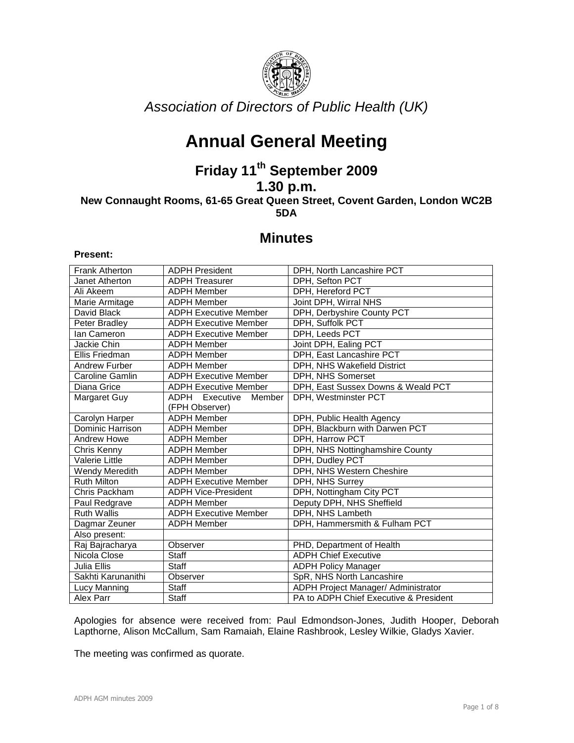*Association of Directors of Public Health (UK)*

# Annual General Meeting

## Friday 11th September 2009

## 1.30 p.m.

**New Connaught Rooms, 61-65 Great Queen Street, Covent Garden, London WC2B 5DA**

## Minutes

**Present:**

| | | |
|---|---|---|
| Frank Atherton | ADPH President | DPH, North Lancashire PCT |
| Janet Atherton | ADPH Treasurer | DPH, Sefton PCT |
| Ali Akeem | ADPH Member | DPH, Hereford PCT |
| Marie Armitage | ADPH Member | Joint DPH, Wirral NHS |
| David Black | ADPH Executive Member | DPH, Derbyshire County PCT |
| Peter Bradley | ADPH Executive Member | DPH, Suffolk PCT |
| Ian Cameron | ADPH Executive Member | DPH, Leeds PCT |
| Jackie Chin | ADPH Member | Joint DPH, Ealing PCT |
| Ellis Friedman | ADPH Member | DPH, East Lancashire PCT |
| Andrew Furber | ADPH Member | DPH, NHS Wakefield District |
| Caroline Gamlin | ADPH Executive Member | DPH, NHS Somerset |
| Diana Grice | ADPH Executive Member | DPH, East Sussex Downs & Weald PCT |
| Margaret Guy | ADPH Executive Member (FPH Observer) | DPH, Westminster PCT |
| Carolyn Harper | ADPH Member | DPH, Public Health Agency |
| Dominic Harrison | ADPH Member | DPH, Blackburn with Darwen PCT |
| Andrew Howe | ADPH Member | DPH, Harrow PCT |
| Chris Kenny | ADPH Member | DPH, NHS Nottinghamshire County |
| Valerie Little | ADPH Member | DPH, Dudley PCT |
| Wendy Meredith | ADPH Member | DPH, NHS Western Cheshire |
| Ruth Milton | ADPH Executive Member | DPH, NHS Surrey |
| Chris Packham | ADPH Vice-President | DPH, Nottingham City PCT |
| Paul Redgrave | ADPH Member | Deputy DPH, NHS Sheffield |
| Ruth Wallis | ADPH Executive Member | DPH, NHS Lambeth |
| Dagmar Zeuner | ADPH Member | DPH, Hammersmith & Fulham PCT |
| Also present: | | |
| Raj Bajracharya | Observer | PHD, Department of Health |
| Nicola Close | Staff | ADPH Chief Executive |
| Julia Ellis | Staff | ADPH Policy Manager |
| Sakhti Karunanithi | Observer | SpR, NHS North Lancashire |
| Lucy Manning | Staff | ADPH Project Manager/ Administrator |
| Alex Parr | Staff | PA to ADPH Chief Executive & President |

Apologies for absence were received from: Paul Edmondson-Jones, Judith Hooper, Deborah Lapthorne, Alison McCallum, Sam Ramaiah, Elaine Rashbrook, Lesley Wilkie, Gladys Xavier.

The meeting was confirmed as quorate.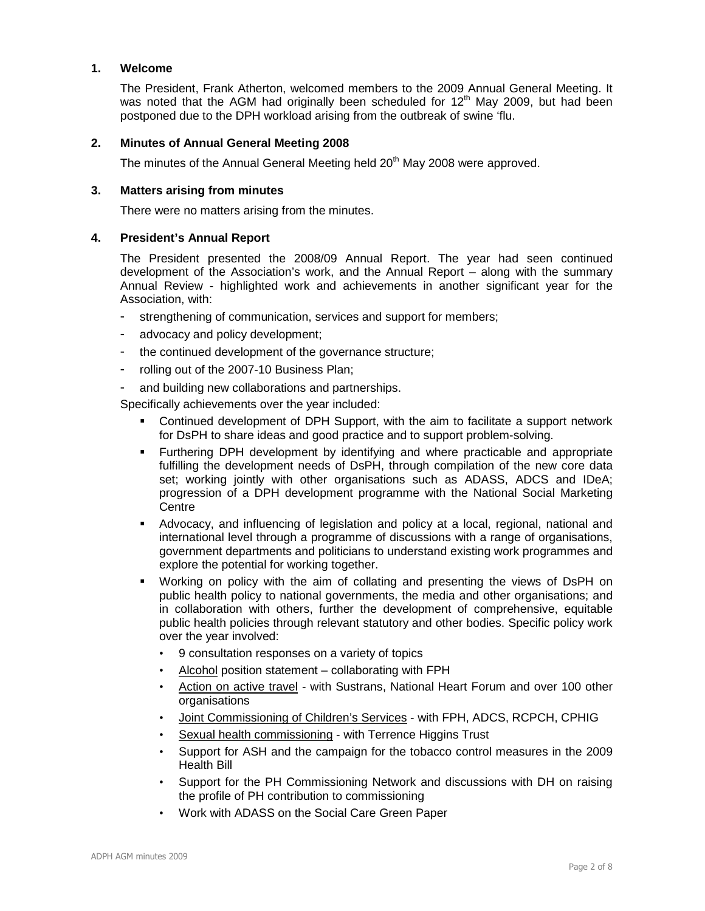## 1. Welcome

The President, Frank Atherton, welcomed members to the 2009 Annual General Meeting. It was noted that the AGM had originally been scheduled for 12th May 2009, but had been postponed due to the DPH workload arising from the outbreak of swine 'flu.

## 2. Minutes of Annual General Meeting 2008

The minutes of the Annual General Meeting held 20th May 2008 were approved.

## 3. Matters arising from minutes

There were no matters arising from the minutes.

## 4. President's Annual Report

The President presented the 2008/09 Annual Report. The year had seen continued development of the Association's work, and the Annual Report – along with the summary Annual Review - highlighted work and achievements in another significant year for the Association, with:

- strengthening of communication, services and support for members;
- advocacy and policy development;
- the continued development of the governance structure;
- rolling out of the 2007-10 Business Plan;
- and building new collaborations and partnerships.

Specifically achievements over the year included:

- Continued development of DPH Support, with the aim to facilitate a support network for DsPH to share ideas and good practice and to support problem-solving.
- Furthering DPH development by identifying and where practicable and appropriate fulfilling the development needs of DsPH, through compilation of the new core data set; working jointly with other organisations such as ADASS, ADCS and IDeA; progression of a DPH development programme with the National Social Marketing Centre
- Advocacy, and influencing of legislation and policy at a local, regional, national and international level through a programme of discussions with a range of organisations, government departments and politicians to understand existing work programmes and explore the potential for working together.
- Working on policy with the aim of collating and presenting the views of DsPH on public health policy to national governments, the media and other organisations; and in collaboration with others, further the development of comprehensive, equitable public health policies through relevant statutory and other bodies. Specific policy work over the year involved:
    - 9 consultation responses on a variety of topics
    - Alcohol position statement – collaborating with FPH
    - Action on active travel - with Sustrans, National Heart Forum and over 100 other organisations
    - Joint Commissioning of Children's Services - with FPH, ADCS, RCPCH, CPHIG
    - Sexual health commissioning - with Terrence Higgins Trust
    - Support for ASH and the campaign for the tobacco control measures in the 2009 Health Bill
    - Support for the PH Commissioning Network and discussions with DH on raising the profile of PH contribution to commissioning
    - Work with ADASS on the Social Care Green Paper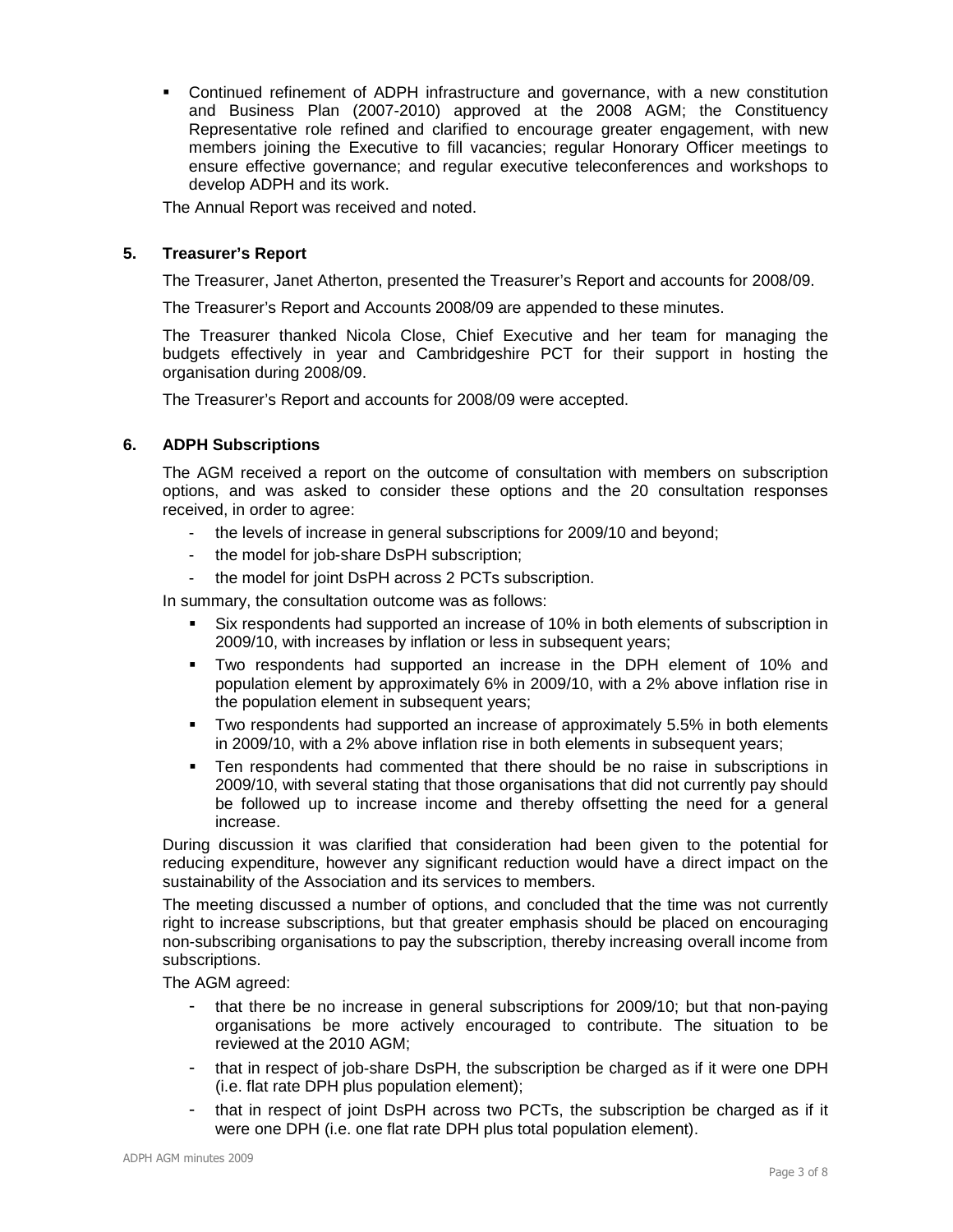- Continued refinement of ADPH infrastructure and governance, with a new constitution and Business Plan (2007-2010) approved at the 2008 AGM; the Constituency Representative role refined and clarified to encourage greater engagement, with new members joining the Executive to fill vacancies; regular Honorary Officer meetings to ensure effective governance; and regular executive teleconferences and workshops to develop ADPH and its work.

The Annual Report was received and noted.

## 5. Treasurer's Report

The Treasurer, Janet Atherton, presented the Treasurer's Report and accounts for 2008/09.

The Treasurer's Report and Accounts 2008/09 are appended to these minutes.

The Treasurer thanked Nicola Close, Chief Executive and her team for managing the budgets effectively in year and Cambridgeshire PCT for their support in hosting the organisation during 2008/09.

The Treasurer's Report and accounts for 2008/09 were accepted.

## 6. ADPH Subscriptions

The AGM received a report on the outcome of consultation with members on subscription options, and was asked to consider these options and the 20 consultation responses received, in order to agree:

- the levels of increase in general subscriptions for 2009/10 and beyond;
- the model for job-share DsPH subscription;
- the model for joint DsPH across 2 PCTs subscription.

In summary, the consultation outcome was as follows:

- Six respondents had supported an increase of 10% in both elements of subscription in 2009/10, with increases by inflation or less in subsequent years;
- Two respondents had supported an increase in the DPH element of 10% and population element by approximately 6% in 2009/10, with a 2% above inflation rise in the population element in subsequent years;
- Two respondents had supported an increase of approximately 5.5% in both elements in 2009/10, with a 2% above inflation rise in both elements in subsequent years;
- Ten respondents had commented that there should be no raise in subscriptions in 2009/10, with several stating that those organisations that did not currently pay should be followed up to increase income and thereby offsetting the need for a general increase.

During discussion it was clarified that consideration had been given to the potential for reducing expenditure, however any significant reduction would have a direct impact on the sustainability of the Association and its services to members.

The meeting discussed a number of options, and concluded that the time was not currently right to increase subscriptions, but that greater emphasis should be placed on encouraging non-subscribing organisations to pay the subscription, thereby increasing overall income from subscriptions.

The AGM agreed:

- that there be no increase in general subscriptions for 2009/10; but that non-paying organisations be more actively encouraged to contribute. The situation to be reviewed at the 2010 AGM;
- that in respect of job-share DsPH, the subscription be charged as if it were one DPH (i.e. flat rate DPH plus population element);
- that in respect of joint DsPH across two PCTs, the subscription be charged as if it were one DPH (i.e. one flat rate DPH plus total population element).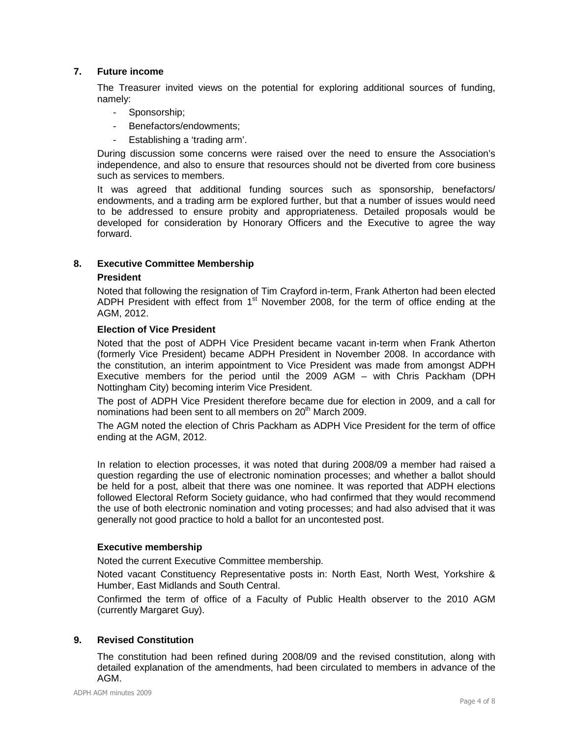## 7. Future income

The Treasurer invited views on the potential for exploring additional sources of funding, namely:

- Sponsorship;
- Benefactors/endowments;
- Establishing a 'trading arm'.

During discussion some concerns were raised over the need to ensure the Association's independence, and also to ensure that resources should not be diverted from core business such as services to members.

It was agreed that additional funding sources such as sponsorship, benefactors/ endowments, and a trading arm be explored further, but that a number of issues would need to be addressed to ensure probity and appropriateness. Detailed proposals would be developed for consideration by Honorary Officers and the Executive to agree the way forward.

## 8. Executive Committee Membership

### President

Noted that following the resignation of Tim Crayford in-term, Frank Atherton had been elected ADPH President with effect from 1st November 2008, for the term of office ending at the AGM, 2012.

### Election of Vice President

Noted that the post of ADPH Vice President became vacant in-term when Frank Atherton (formerly Vice President) became ADPH President in November 2008. In accordance with the constitution, an interim appointment to Vice President was made from amongst ADPH Executive members for the period until the 2009 AGM – with Chris Packham (DPH Nottingham City) becoming interim Vice President.

The post of ADPH Vice President therefore became due for election in 2009, and a call for nominations had been sent to all members on 20th March 2009.

The AGM noted the election of Chris Packham as ADPH Vice President for the term of office ending at the AGM, 2012.

In relation to election processes, it was noted that during 2008/09 a member had raised a question regarding the use of electronic nomination processes; and whether a ballot should be held for a post, albeit that there was one nominee. It was reported that ADPH elections followed Electoral Reform Society guidance, who had confirmed that they would recommend the use of both electronic nomination and voting processes; and had also advised that it was generally not good practice to hold a ballot for an uncontested post.

### Executive membership

Noted the current Executive Committee membership.

Noted vacant Constituency Representative posts in: North East, North West, Yorkshire & Humber, East Midlands and South Central.

Confirmed the term of office of a Faculty of Public Health observer to the 2010 AGM (currently Margaret Guy).

## 9. Revised Constitution

The constitution had been refined during 2008/09 and the revised constitution, along with detailed explanation of the amendments, had been circulated to members in advance of the AGM.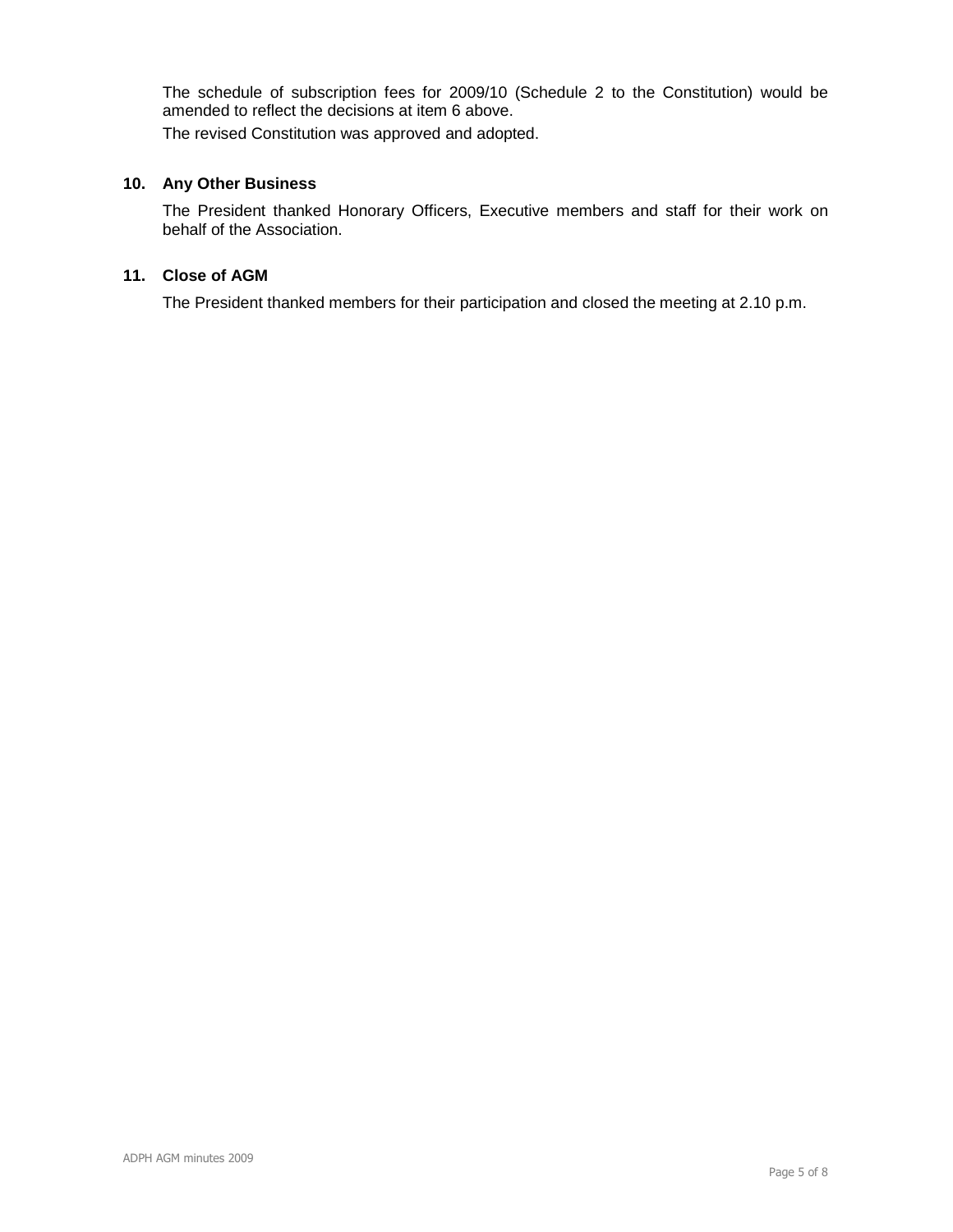The schedule of subscription fees for 2009/10 (Schedule 2 to the Constitution) would be amended to reflect the decisions at item 6 above.

The revised Constitution was approved and adopted.

## 10. Any Other Business

The President thanked Honorary Officers, Executive members and staff for their work on behalf of the Association.

## 11. Close of AGM

The President thanked members for their participation and closed the meeting at 2.10 p.m.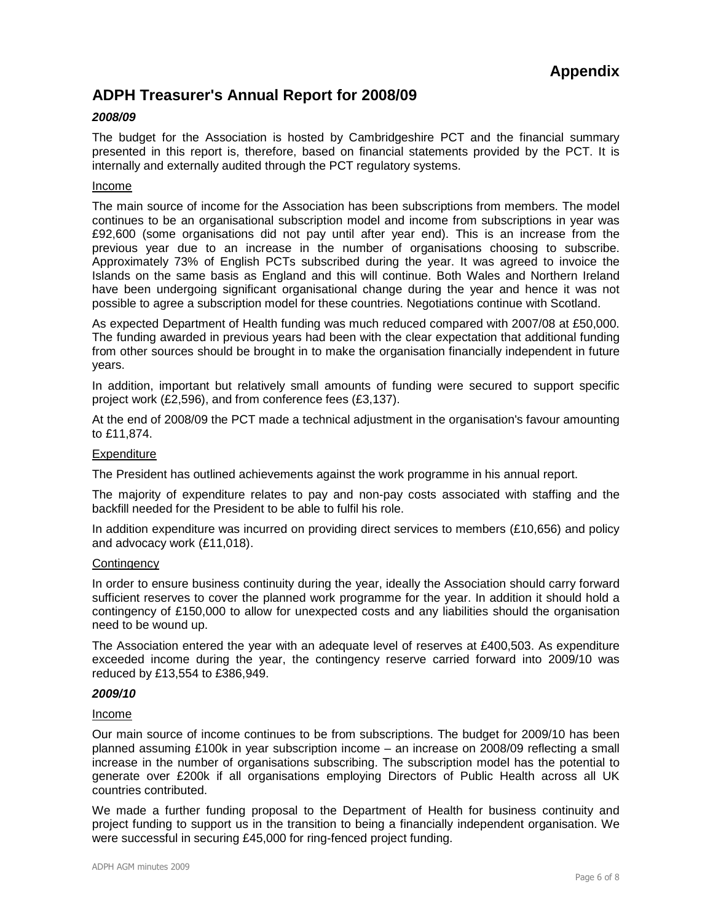# Appendix

## ADPH Treasurer's Annual Report for 2008/09

### *2008/09*

The budget for the Association is hosted by Cambridgeshire PCT and the financial summary presented in this report is, therefore, based on financial statements provided by the PCT. It is internally and externally audited through the PCT regulatory systems.

#### Income

The main source of income for the Association has been subscriptions from members. The model continues to be an organisational subscription model and income from subscriptions in year was £92,600 (some organisations did not pay until after year end). This is an increase from the previous year due to an increase in the number of organisations choosing to subscribe. Approximately 73% of English PCTs subscribed during the year. It was agreed to invoice the Islands on the same basis as England and this will continue. Both Wales and Northern Ireland have been undergoing significant organisational change during the year and hence it was not possible to agree a subscription model for these countries. Negotiations continue with Scotland.

As expected Department of Health funding was much reduced compared with 2007/08 at £50,000. The funding awarded in previous years had been with the clear expectation that additional funding from other sources should be brought in to make the organisation financially independent in future years.

In addition, important but relatively small amounts of funding were secured to support specific project work (£2,596), and from conference fees (£3,137).

At the end of 2008/09 the PCT made a technical adjustment in the organisation's favour amounting to £11,874.

#### Expenditure

The President has outlined achievements against the work programme in his annual report.

The majority of expenditure relates to pay and non-pay costs associated with staffing and the backfill needed for the President to be able to fulfil his role.

In addition expenditure was incurred on providing direct services to members (£10,656) and policy and advocacy work (£11,018).

#### Contingency

In order to ensure business continuity during the year, ideally the Association should carry forward sufficient reserves to cover the planned work programme for the year. In addition it should hold a contingency of £150,000 to allow for unexpected costs and any liabilities should the organisation need to be wound up.

The Association entered the year with an adequate level of reserves at £400,503. As expenditure exceeded income during the year, the contingency reserve carried forward into 2009/10 was reduced by £13,554 to £386,949.

### *2009/10*

#### Income

Our main source of income continues to be from subscriptions. The budget for 2009/10 has been planned assuming £100k in year subscription income – an increase on 2008/09 reflecting a small increase in the number of organisations subscribing. The subscription model has the potential to generate over £200k if all organisations employing Directors of Public Health across all UK countries contributed.

We made a further funding proposal to the Department of Health for business continuity and project funding to support us in the transition to being a financially independent organisation. We were successful in securing £45,000 for ring-fenced project funding.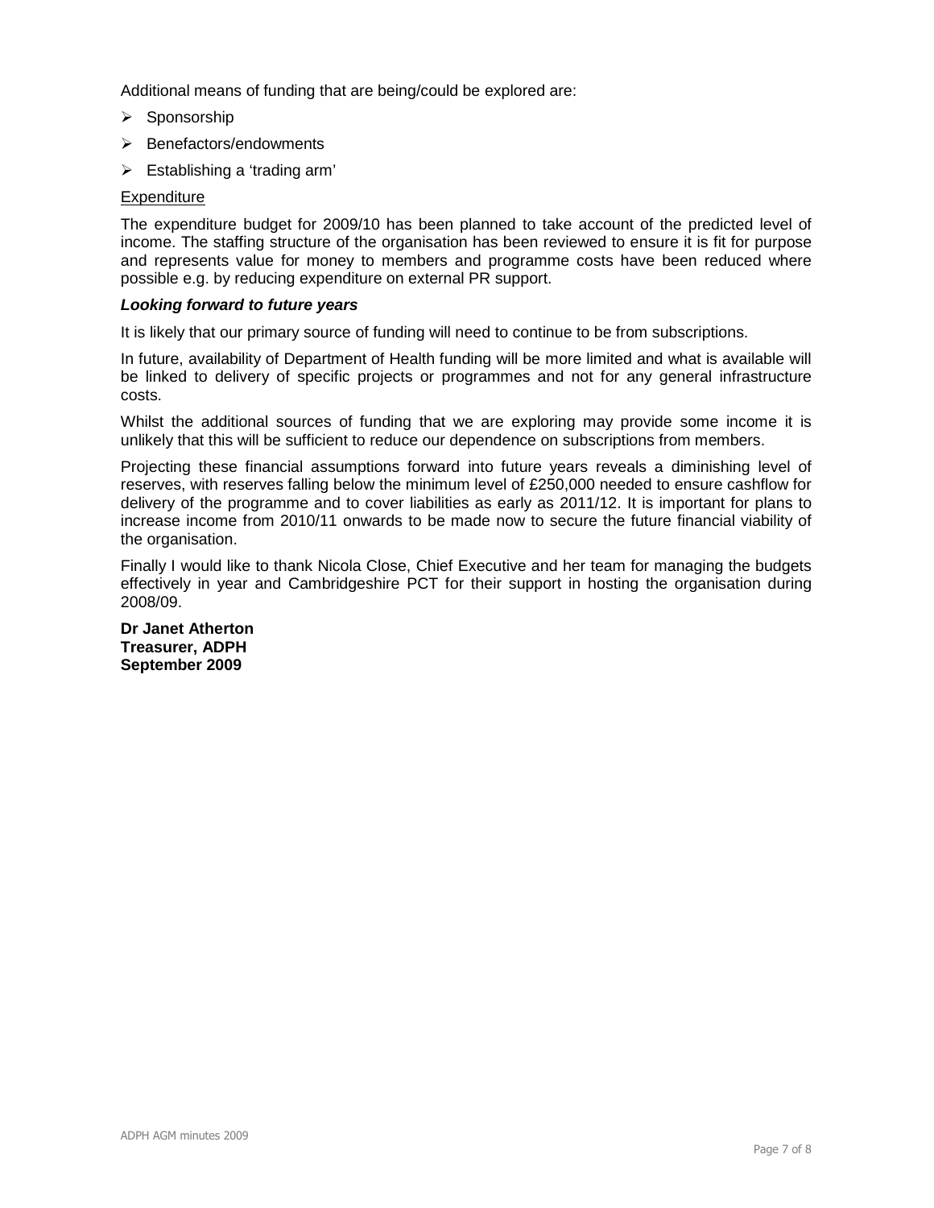Additional means of funding that are being/could be explored are:

- Sponsorship
- Benefactors/endowments
- Establishing a 'trading arm'

Expenditure

The expenditure budget for 2009/10 has been planned to take account of the predicted level of income. The staffing structure of the organisation has been reviewed to ensure it is fit for purpose and represents value for money to members and programme costs have been reduced where possible e.g. by reducing expenditure on external PR support.

***Looking forward to future years***

It is likely that our primary source of funding will need to continue to be from subscriptions.

In future, availability of Department of Health funding will be more limited and what is available will be linked to delivery of specific projects or programmes and not for any general infrastructure costs.

Whilst the additional sources of funding that we are exploring may provide some income it is unlikely that this will be sufficient to reduce our dependence on subscriptions from members.

Projecting these financial assumptions forward into future years reveals a diminishing level of reserves, with reserves falling below the minimum level of £250,000 needed to ensure cashflow for delivery of the programme and to cover liabilities as early as 2011/12. It is important for plans to increase income from 2010/11 onwards to be made now to secure the future financial viability of the organisation.

Finally I would like to thank Nicola Close, Chief Executive and her team for managing the budgets effectively in year and Cambridgeshire PCT for their support in hosting the organisation during 2008/09.

**Dr Janet Atherton**
**Treasurer, ADPH**
**September 2009**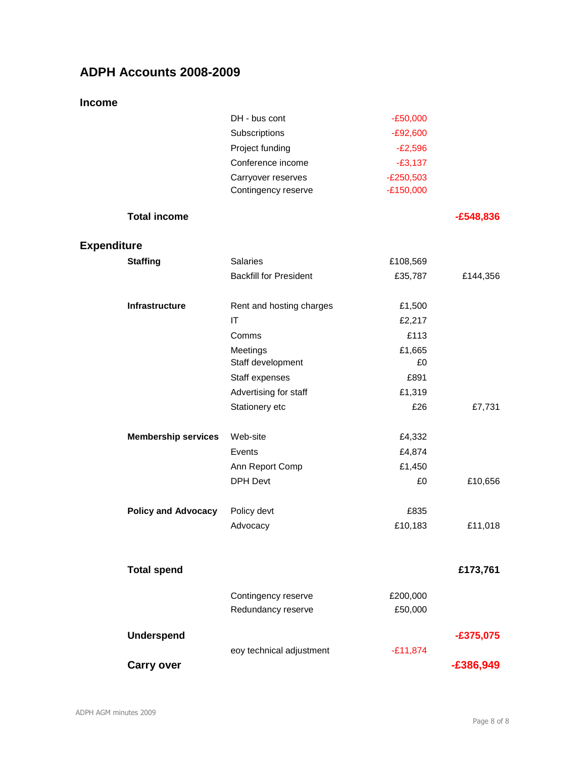# ADPH Accounts 2008-2009

| | | | |
|---|---|---|---|
| **Income** | | | |
| | DH - bus cont | -£50,000 | |
| | Subscriptions | -£92,600 | |
| | Project funding | -£2,596 | |
| | Conference income | -£3,137 | |
| | Carryover reserves | -£250,503 | |
| | Contingency reserve | -£150,000 | |
| **Total income** | | | **-£548,836** |
| **Expenditure** | | | |
| **Staffing** | Salaries | £108,569 | |
| | Backfill for President | £35,787 | £144,356 |
| **Infrastructure** | Rent and hosting charges | £1,500 | |
| | IT | £2,217 | |
| | Comms | £113 | |
| | Meetings | £1,665 | |
| | Staff development | £0 | |
| | Staff expenses | £891 | |
| | Advertising for staff | £1,319 | |
| | Stationery etc | £26 | £7,731 |
| **Membership services** | Web-site | £4,332 | |
| | Events | £4,874 | |
| | Ann Report Comp | £1,450 | |
| | DPH Devt | £0 | £10,656 |
| **Policy and Advocacy** | Policy devt | £835 | |
| | Advocacy | £10,183 | £11,018 |
| **Total spend** | | | **£173,761** |
| | Contingency reserve | £200,000 | |
| | Redundancy reserve | £50,000 | |
| **Underspend** | | | **-£375,075** |
| | eoy technical adjustment | -£11,874 | |
| **Carry over** | | | **-£386,949** |

ADPH AGM minutes 2009